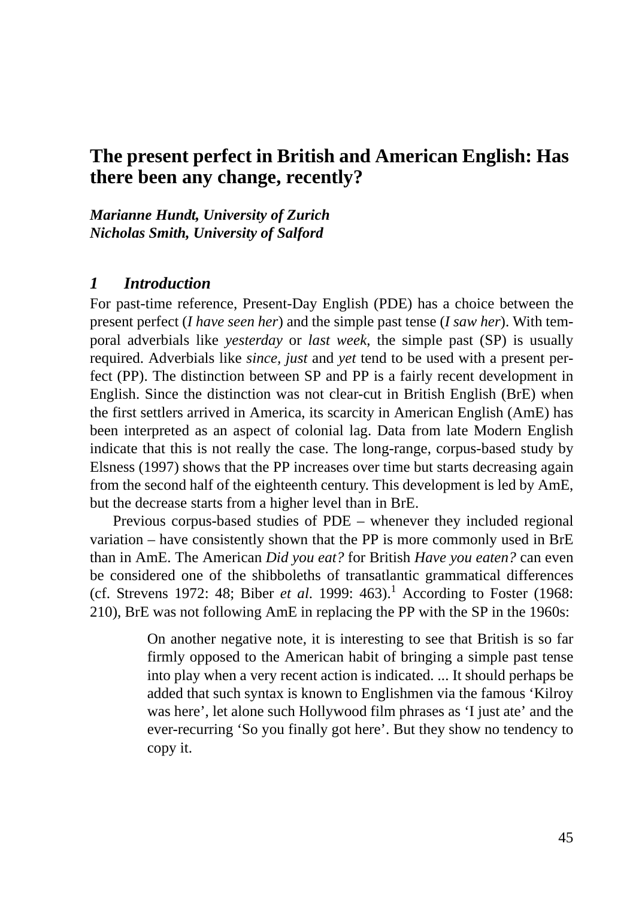# The present perfect in British and American English: Has there been any change, recently?

***Marianne Hundt, University of Zurich***
***Nicholas Smith, University of Salford***

## 1 *Introduction*

For past-time reference, Present-Day English (PDE) has a choice between the present perfect (*I have seen her*) and the simple past tense (*I saw her*). With temporal adverbials like *yesterday* or *last week*, the simple past (SP) is usually required. Adverbials like *since*, *just* and *yet* tend to be used with a present perfect (PP). The distinction between SP and PP is a fairly recent development in English. Since the distinction was not clear-cut in British English (BrE) when the first settlers arrived in America, its scarcity in American English (AmE) has been interpreted as an aspect of colonial lag. Data from late Modern English indicate that this is not really the case. The long-range, corpus-based study by Elsness (1997) shows that the PP increases over time but starts decreasing again from the second half of the eighteenth century. This development is led by AmE, but the decrease starts from a higher level than in BrE.

Previous corpus-based studies of PDE – whenever they included regional variation – have consistently shown that the PP is more commonly used in BrE than in AmE. The American *Did you eat?* for British *Have you eaten?* can even be considered one of the shibboleths of transatlantic grammatical differences (cf. Strevens 1972: 48; Biber *et al.* 1999: 463).[1] According to Foster (1968: 210), BrE was not following AmE in replacing the PP with the SP in the 1960s:

> On another negative note, it is interesting to see that British is so far firmly opposed to the American habit of bringing a simple past tense into play when a very recent action is indicated. ... It should perhaps be added that such syntax is known to Englishmen via the famous 'Kilroy was here', let alone such Hollywood film phrases as 'I just ate' and the ever-recurring 'So you finally got here'. But they show no tendency to copy it.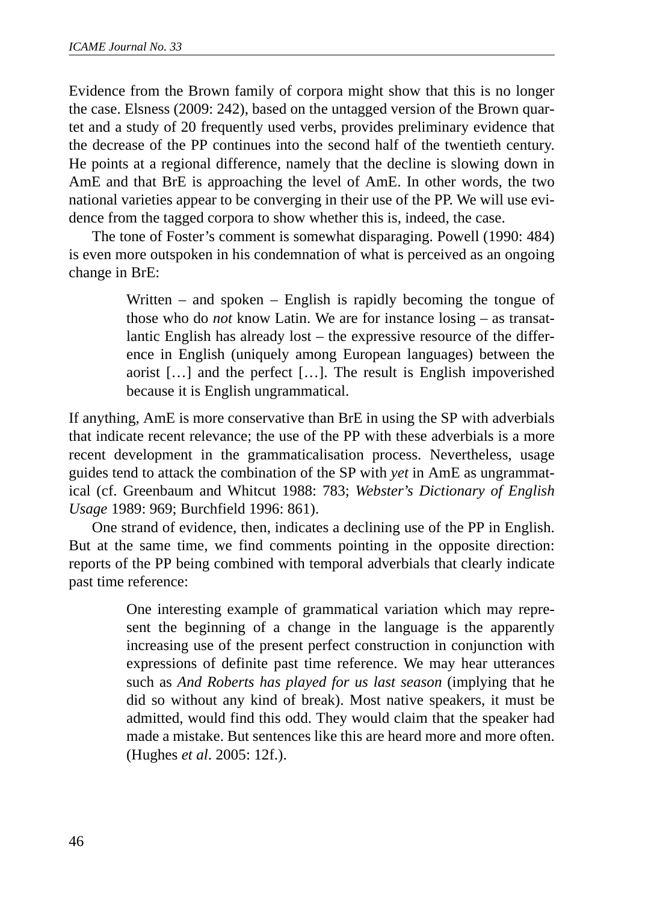Evidence from the Brown family of corpora might show that this is no longer the case. Elsness (2009: 242), based on the untagged version of the Brown quartet and a study of 20 frequently used verbs, provides preliminary evidence that the decrease of the PP continues into the second half of the twentieth century. He points at a regional difference, namely that the decline is slowing down in AmE and that BrE is approaching the level of AmE. In other words, the two national varieties appear to be converging in their use of the PP. We will use evidence from the tagged corpora to show whether this is, indeed, the case.

The tone of Foster's comment is somewhat disparaging. Powell (1990: 484) is even more outspoken in his condemnation of what is perceived as an ongoing change in BrE:

> Written – and spoken – English is rapidly becoming the tongue of those who do *not* know Latin. We are for instance losing – as transatlantic English has already lost – the expressive resource of the difference in English (uniquely among European languages) between the aorist […] and the perfect […]. The result is English impoverished because it is English ungrammatical.

If anything, AmE is more conservative than BrE in using the SP with adverbials that indicate recent relevance; the use of the PP with these adverbials is a more recent development in the grammaticalisation process. Nevertheless, usage guides tend to attack the combination of the SP with *yet* in AmE as ungrammatical (cf. Greenbaum and Whitcut 1988: 783; *Webster's Dictionary of English Usage* 1989: 969; Burchfield 1996: 861).

One strand of evidence, then, indicates a declining use of the PP in English. But at the same time, we find comments pointing in the opposite direction: reports of the PP being combined with temporal adverbials that clearly indicate past time reference:

> One interesting example of grammatical variation which may represent the beginning of a change in the language is the apparently increasing use of the present perfect construction in conjunction with expressions of definite past time reference. We may hear utterances such as *And Roberts has played for us last season* (implying that he did so without any kind of break). Most native speakers, it must be admitted, would find this odd. They would claim that the speaker had made a mistake. But sentences like this are heard more and more often. (Hughes *et al*. 2005: 12f.).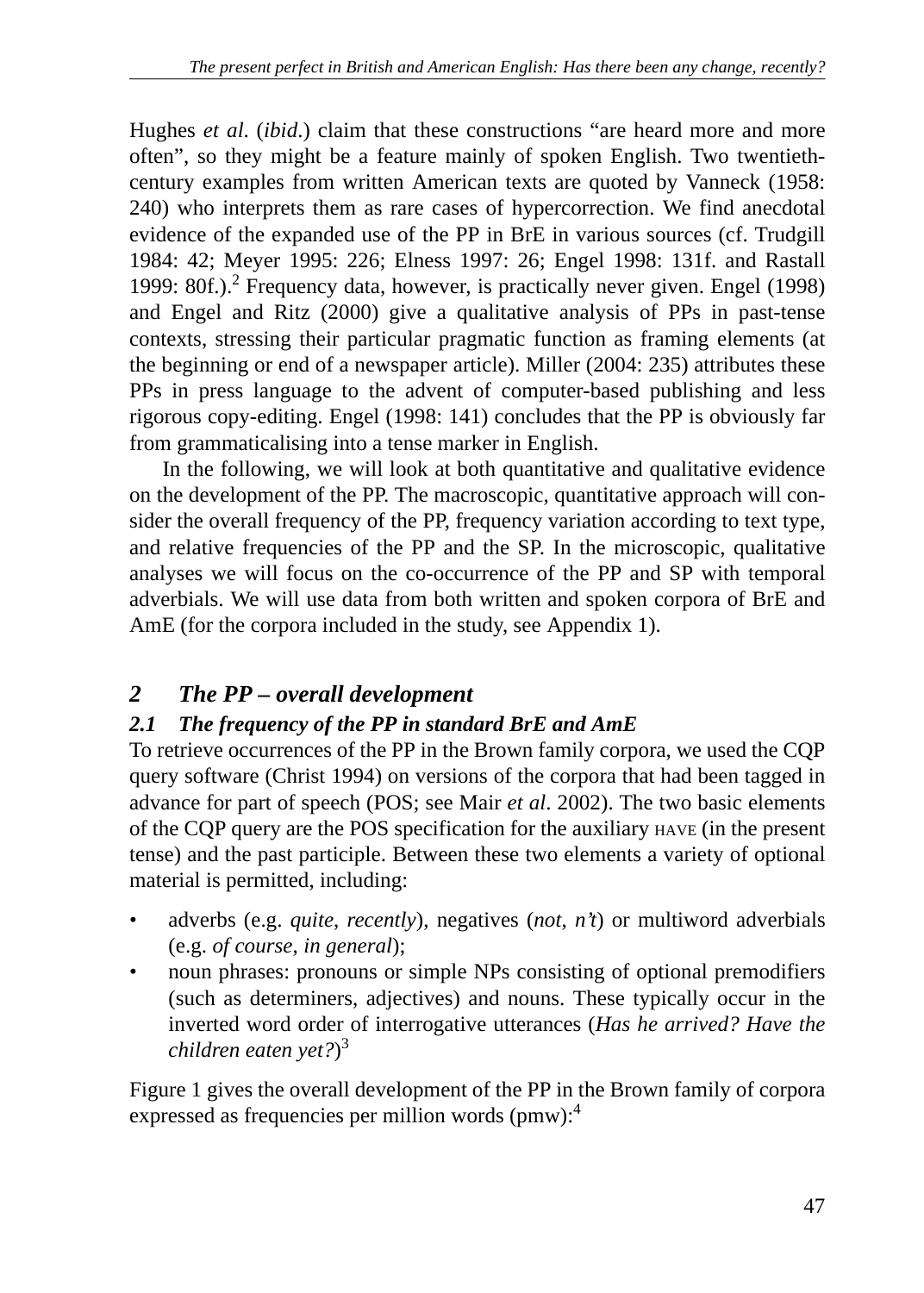Hughes *et al*. (*ibid*.) claim that these constructions "are heard more and more often", so they might be a feature mainly of spoken English. Two twentieth-century examples from written American texts are quoted by Vanneck (1958: 240) who interprets them as rare cases of hypercorrection. We find anecdotal evidence of the expanded use of the PP in BrE in various sources (cf. Trudgill 1984: 42; Meyer 1995: 226; Elness 1997: 26; Engel 1998: 131f. and Rastall 1999: 80f.).[2] Frequency data, however, is practically never given. Engel (1998) and Engel and Ritz (2000) give a qualitative analysis of PPs in past-tense contexts, stressing their particular pragmatic function as framing elements (at the beginning or end of a newspaper article). Miller (2004: 235) attributes these PPs in press language to the advent of computer-based publishing and less rigorous copy-editing. Engel (1998: 141) concludes that the PP is obviously far from grammaticalising into a tense marker in English.

In the following, we will look at both quantitative and qualitative evidence on the development of the PP. The macroscopic, quantitative approach will consider the overall frequency of the PP, frequency variation according to text type, and relative frequencies of the PP and the SP. In the microscopic, qualitative analyses we will focus on the co-occurrence of the PP and SP with temporal adverbials. We will use data from both written and spoken corpora of BrE and AmE (for the corpora included in the study, see Appendix 1).

## 2 *The PP – overall development*

### 2.1 *The frequency of the PP in standard BrE and AmE*

To retrieve occurrences of the PP in the Brown family corpora, we used the CQP query software (Christ 1994) on versions of the corpora that had been tagged in advance for part of speech (POS; see Mair *et al*. 2002). The two basic elements of the CQP query are the POS specification for the auxiliary HAVE (in the present tense) and the past participle. Between these two elements a variety of optional material is permitted, including:

- adverbs (e.g. *quite*, *recently*), negatives (*not*, *n't*) or multiword adverbials (e.g. *of course*, *in general*);
- noun phrases: pronouns or simple NPs consisting of optional premodifiers (such as determiners, adjectives) and nouns. These typically occur in the inverted word order of interrogative utterances (*Has he arrived? Have the children eaten yet?*)[3]

Figure 1 gives the overall development of the PP in the Brown family of corpora expressed as frequencies per million words (pmw):[4]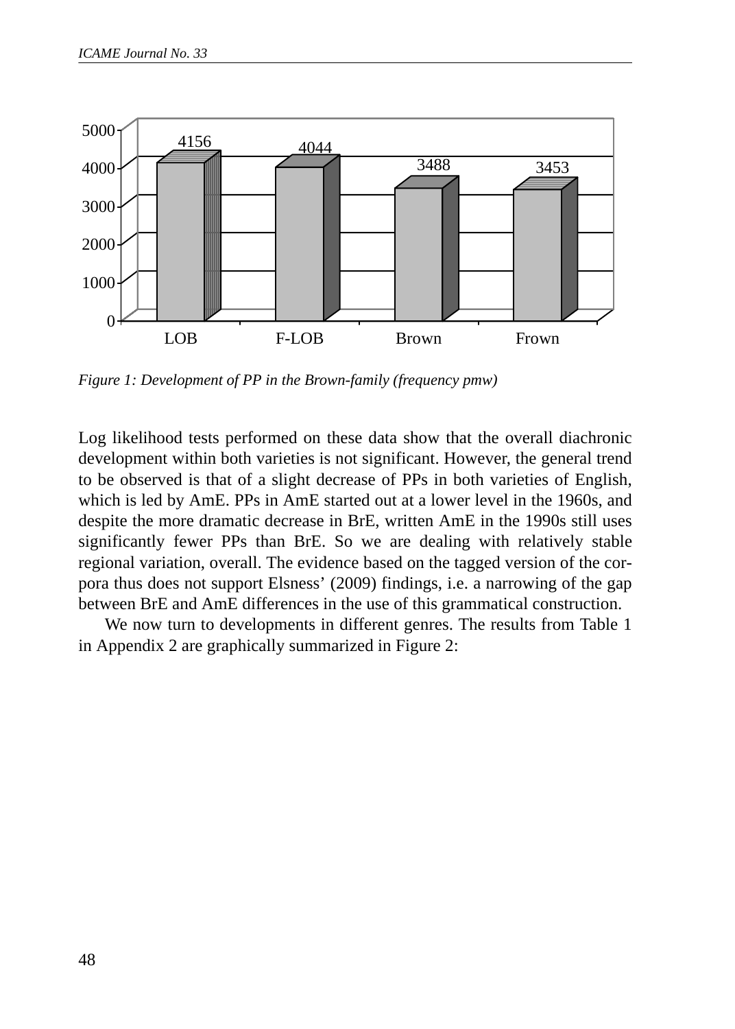*Figure 1: Development of PP in the Brown-family (frequency pmw)*

Log likelihood tests performed on these data show that the overall diachronic development within both varieties is not significant. However, the general trend to be observed is that of a slight decrease of PPs in both varieties of English, which is led by AmE. PPs in AmE started out at a lower level in the 1960s, and despite the more dramatic decrease in BrE, written AmE in the 1990s still uses significantly fewer PPs than BrE. So we are dealing with relatively stable regional variation, overall. The evidence based on the tagged version of the corpora thus does not support Elsness' (2009) findings, i.e. a narrowing of the gap between BrE and AmE differences in the use of this grammatical construction.

We now turn to developments in different genres. The results from Table 1 in Appendix 2 are graphically summarized in Figure 2: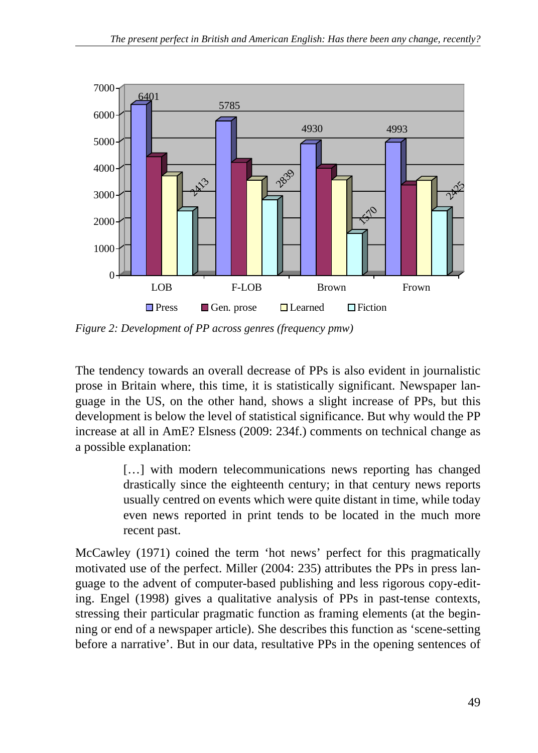*Figure 2: Development of PP across genres (frequency pmw)*

The tendency towards an overall decrease of PPs is also evident in journalistic prose in Britain where, this time, it is statistically significant. Newspaper language in the US, on the other hand, shows a slight increase of PPs, but this development is below the level of statistical significance. But why would the PP increase at all in AmE? Elsness (2009: 234f.) comments on technical change as a possible explanation:

> […] with modern telecommunications news reporting has changed drastically since the eighteenth century; in that century news reports usually centred on events which were quite distant in time, while today even news reported in print tends to be located in the much more recent past.

McCawley (1971) coined the term 'hot news' perfect for this pragmatically motivated use of the perfect. Miller (2004: 235) attributes the PPs in press language to the advent of computer-based publishing and less rigorous copy-editing. Engel (1998) gives a qualitative analysis of PPs in past-tense contexts, stressing their particular pragmatic function as framing elements (at the beginning or end of a newspaper article). She describes this function as 'scene-setting before a narrative'. But in our data, resultative PPs in the opening sentences of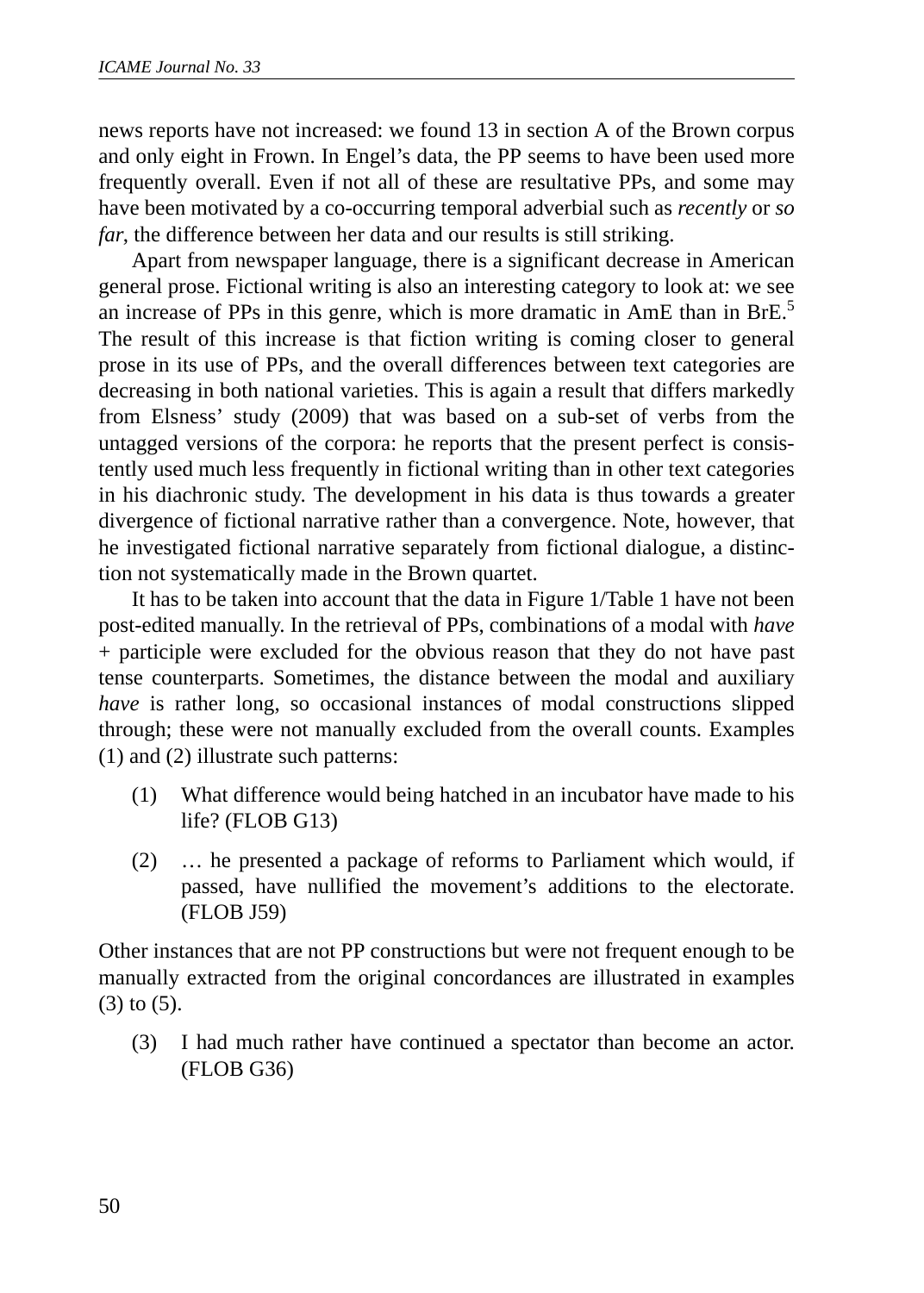news reports have not increased: we found 13 in section A of the Brown corpus and only eight in Frown. In Engel's data, the PP seems to have been used more frequently overall. Even if not all of these are resultative PPs, and some may have been motivated by a co-occurring temporal adverbial such as *recently* or *so far*, the difference between her data and our results is still striking.

Apart from newspaper language, there is a significant decrease in American general prose. Fictional writing is also an interesting category to look at: we see an increase of PPs in this genre, which is more dramatic in AmE than in BrE.[5] The result of this increase is that fiction writing is coming closer to general prose in its use of PPs, and the overall differences between text categories are decreasing in both national varieties. This is again a result that differs markedly from Elsness' study (2009) that was based on a sub-set of verbs from the untagged versions of the corpora: he reports that the present perfect is consistently used much less frequently in fictional writing than in other text categories in his diachronic study. The development in his data is thus towards a greater divergence of fictional narrative rather than a convergence. Note, however, that he investigated fictional narrative separately from fictional dialogue, a distinction not systematically made in the Brown quartet.

It has to be taken into account that the data in Figure 1/Table 1 have not been post-edited manually. In the retrieval of PPs, combinations of a modal with *have* + participle were excluded for the obvious reason that they do not have past tense counterparts. Sometimes, the distance between the modal and auxiliary *have* is rather long, so occasional instances of modal constructions slipped through; these were not manually excluded from the overall counts. Examples (1) and (2) illustrate such patterns:

(1) What difference would being hatched in an incubator have made to his life? (FLOB G13)

(2) … he presented a package of reforms to Parliament which would, if passed, have nullified the movement's additions to the electorate. (FLOB J59)

Other instances that are not PP constructions but were not frequent enough to be manually extracted from the original concordances are illustrated in examples (3) to (5).

(3) I had much rather have continued a spectator than become an actor. (FLOB G36)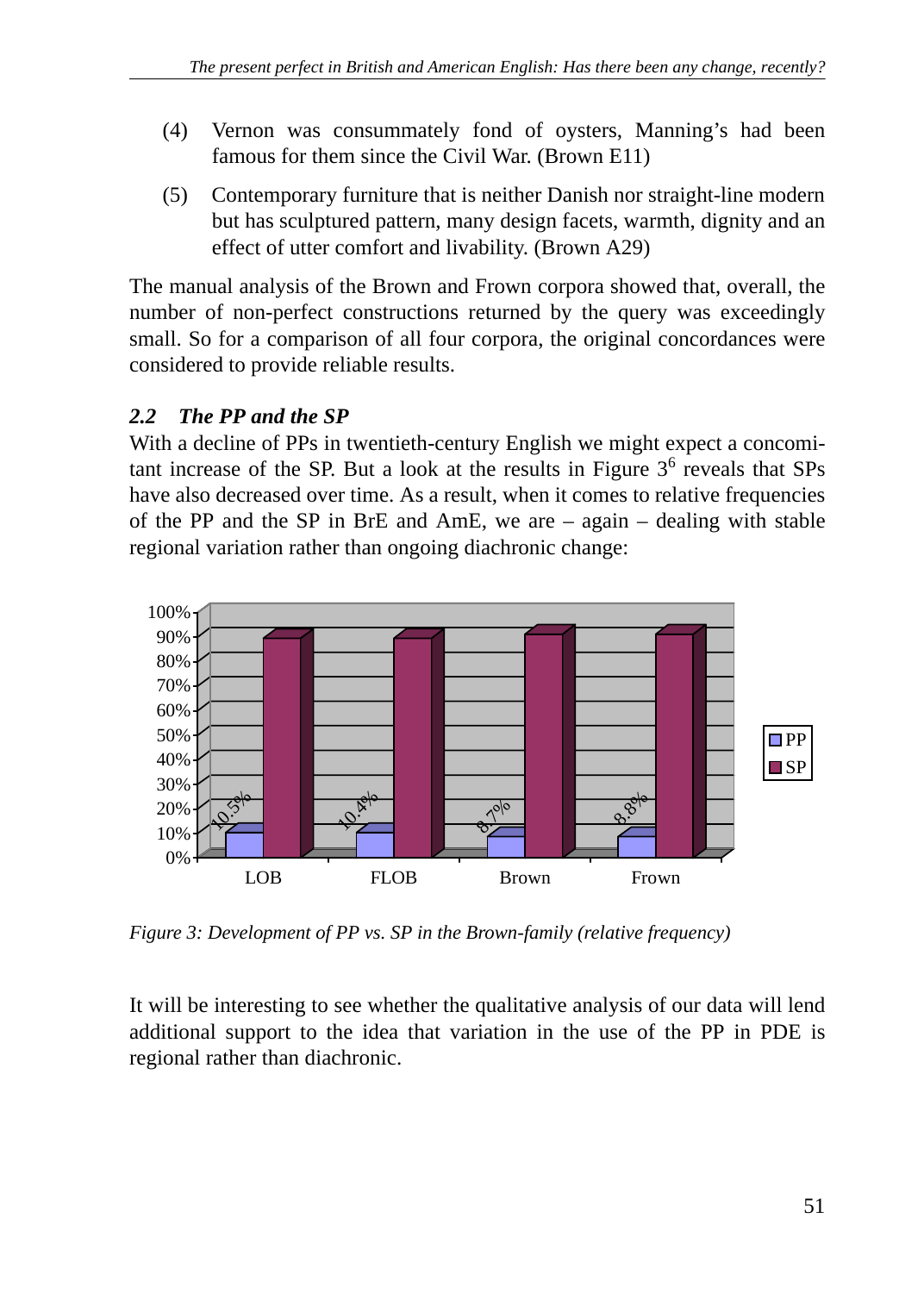(4) Vernon was consummately fond of oysters, Manning's had been famous for them since the Civil War. (Brown E11)

(5) Contemporary furniture that is neither Danish nor straight-line modern but has sculptured pattern, many design facets, warmth, dignity and an effect of utter comfort and livability. (Brown A29)

The manual analysis of the Brown and Frown corpora showed that, overall, the number of non-perfect constructions returned by the query was exceedingly small. So for a comparison of all four corpora, the original concordances were considered to provide reliable results.

### *2.2 The PP and the SP*

With a decline of PPs in twentieth-century English we might expect a concomitant increase of the SP. But a look at the results in Figure 3[6] reveals that SPs have also decreased over time. As a result, when it comes to relative frequencies of the PP and the SP in BrE and AmE, we are – again – dealing with stable regional variation rather than ongoing diachronic change:

*Figure 3: Development of PP vs. SP in the Brown-family (relative frequency)*

It will be interesting to see whether the qualitative analysis of our data will lend additional support to the idea that variation in the use of the PP in PDE is regional rather than diachronic.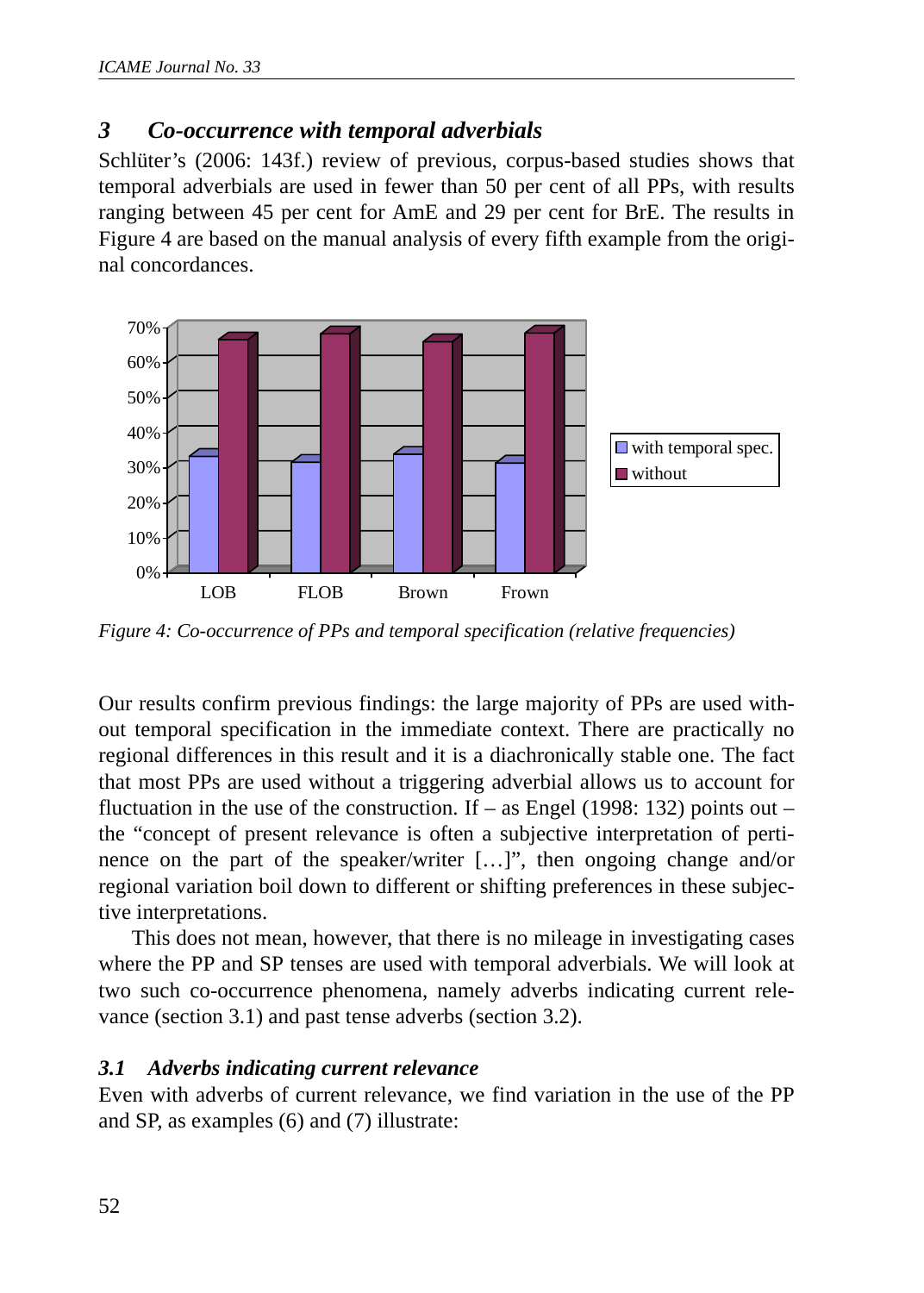## 3 Co-occurrence with temporal adverbials

Schlüter's (2006: 143f.) review of previous, corpus-based studies shows that temporal adverbials are used in fewer than 50 per cent of all PPs, with results ranging between 45 per cent for AmE and 29 per cent for BrE. The results in Figure 4 are based on the manual analysis of every fifth example from the original concordances.

*Figure 4: Co-occurrence of PPs and temporal specification (relative frequencies)*

Our results confirm previous findings: the large majority of PPs are used without temporal specification in the immediate context. There are practically no regional differences in this result and it is a diachronically stable one. The fact that most PPs are used without a triggering adverbial allows us to account for fluctuation in the use of the construction. If – as Engel (1998: 132) points out – the "concept of present relevance is often a subjective interpretation of pertinence on the part of the speaker/writer […]", then ongoing change and/or regional variation boil down to different or shifting preferences in these subjective interpretations.

This does not mean, however, that there is no mileage in investigating cases where the PP and SP tenses are used with temporal adverbials. We will look at two such co-occurrence phenomena, namely adverbs indicating current relevance (section 3.1) and past tense adverbs (section 3.2).

### 3.1 Adverbs indicating current relevance

Even with adverbs of current relevance, we find variation in the use of the PP and SP, as examples (6) and (7) illustrate: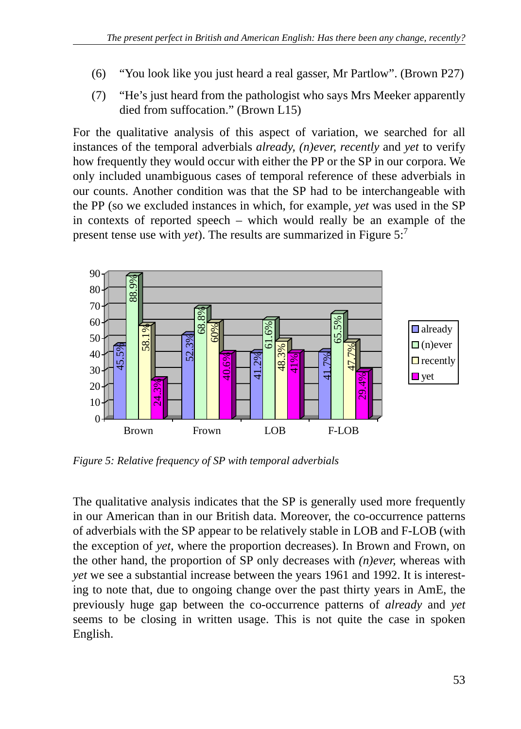(6) "You look like you just heard a real gasser, Mr Partlow". (Brown P27)

(7) "He's just heard from the pathologist who says Mrs Meeker apparently died from suffocation." (Brown L15)

For the qualitative analysis of this aspect of variation, we searched for all instances of the temporal adverbials *already, (n)ever, recently* and *yet* to verify how frequently they would occur with either the PP or the SP in our corpora. We only included unambiguous cases of temporal reference of these adverbials in our counts. Another condition was that the SP had to be interchangeable with the PP (so we excluded instances in which, for example, *yet* was used in the SP in contexts of reported speech – which would really be an example of the present tense use with *yet*). The results are summarized in Figure 5:[7]

| | Brown | Frown | LOB | F-LOB |
|---|---|---|---|---|
| already | 45.5% | 52.3% | 41.2% | 41.7% |
| (n)ever | 88.9% | 68.8% | 61.6% | 65.5% |
| recently | 58.1% | 60% | 48.3% | 47.7% |
| yet | 24.3% | 40.6% | 41% | 29.4% |

*Figure 5: Relative frequency of SP with temporal adverbials*

The qualitative analysis indicates that the SP is generally used more frequently in our American than in our British data. Moreover, the co-occurrence patterns of adverbials with the SP appear to be relatively stable in LOB and F-LOB (with the exception of *yet*, where the proportion decreases). In Brown and Frown, on the other hand, the proportion of SP only decreases with *(n)ever,* whereas with *yet* we see a substantial increase between the years 1961 and 1992. It is interesting to note that, due to ongoing change over the past thirty years in AmE, the previously huge gap between the co-occurrence patterns of *already* and *yet* seems to be closing in written usage. This is not quite the case in spoken English.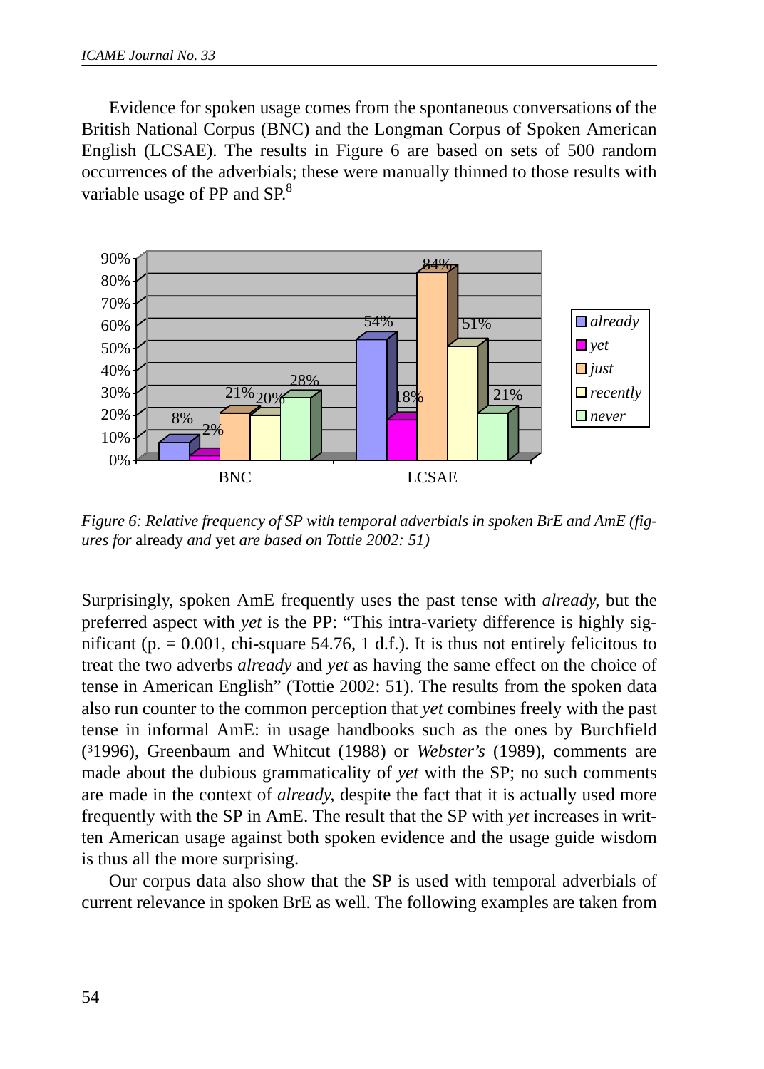Evidence for spoken usage comes from the spontaneous conversations of the British National Corpus (BNC) and the Longman Corpus of Spoken American English (LCSAE). The results in Figure 6 are based on sets of 500 random occurrences of the adverbials; these were manually thinned to those results with variable usage of PP and SP.[8]

| | already | yet | just | recently | never |
|---|---|---|---|---|---|
| BNC | 8% | 2% | 21% | 20% | 28% |
| LCSAE | 54% | 18% | 84% | 51% | 21% |

*Figure 6: Relative frequency of SP with temporal adverbials in spoken BrE and AmE (figures for* already *and* yet *are based on Tottie 2002: 51)*

Surprisingly, spoken AmE frequently uses the past tense with *already*, but the preferred aspect with *yet* is the PP: "This intra-variety difference is highly significant (p. = 0.001, chi-square 54.76, 1 d.f.). It is thus not entirely felicitous to treat the two adverbs *already* and *yet* as having the same effect on the choice of tense in American English" (Tottie 2002: 51). The results from the spoken data also run counter to the common perception that *yet* combines freely with the past tense in informal AmE: in usage handbooks such as the ones by Burchfield ($^3$1996), Greenbaum and Whitcut (1988) or *Webster's* (1989), comments are made about the dubious grammaticality of *yet* with the SP; no such comments are made in the context of *already*, despite the fact that it is actually used more frequently with the SP in AmE. The result that the SP with *yet* increases in written American usage against both spoken evidence and the usage guide wisdom is thus all the more surprising.

Our corpus data also show that the SP is used with temporal adverbials of current relevance in spoken BrE as well. The following examples are taken from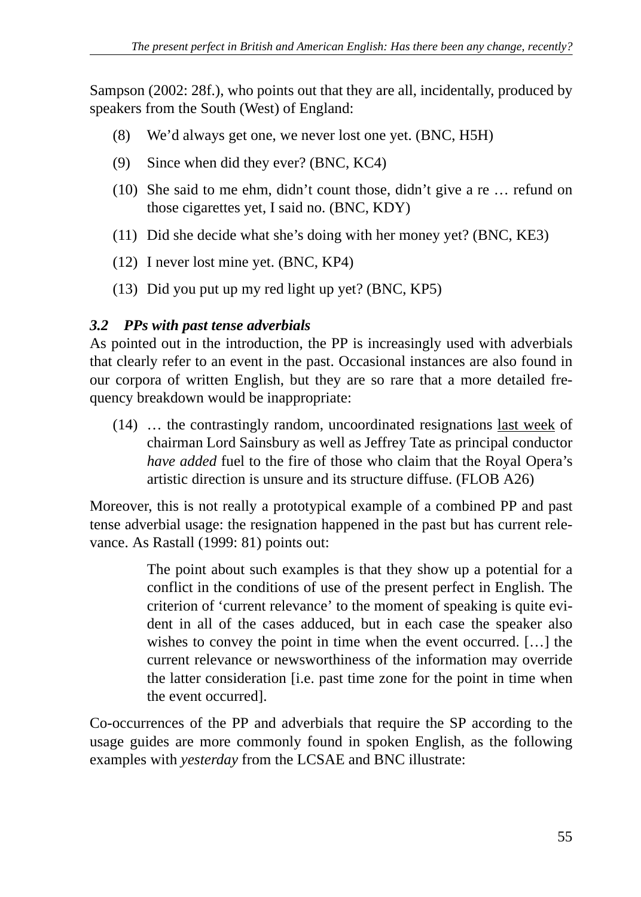Sampson (2002: 28f.), who points out that they are all, incidentally, produced by speakers from the South (West) of England:

(8) We'd always get one, we never lost one yet. (BNC, H5H)

(9) Since when did they ever? (BNC, KC4)

(10) She said to me ehm, didn't count those, didn't give a re … refund on those cigarettes yet, I said no. (BNC, KDY)

(11) Did she decide what she's doing with her money yet? (BNC, KE3)

(12) I never lost mine yet. (BNC, KP4)

(13) Did you put up my red light up yet? (BNC, KP5)

### *3.2 PPs with past tense adverbials*

As pointed out in the introduction, the PP is increasingly used with adverbials that clearly refer to an event in the past. Occasional instances are also found in our corpora of written English, but they are so rare that a more detailed frequency breakdown would be inappropriate:

(14) … the contrastingly random, uncoordinated resignations <u>last week</u> of chairman Lord Sainsbury as well as Jeffrey Tate as principal conductor *have added* fuel to the fire of those who claim that the Royal Opera's artistic direction is unsure and its structure diffuse. (FLOB A26)

Moreover, this is not really a prototypical example of a combined PP and past tense adverbial usage: the resignation happened in the past but has current relevance. As Rastall (1999: 81) points out:

> The point about such examples is that they show up a potential for a conflict in the conditions of use of the present perfect in English. The criterion of 'current relevance' to the moment of speaking is quite evident in all of the cases adduced, but in each case the speaker also wishes to convey the point in time when the event occurred. […] the current relevance or newsworthiness of the information may override the latter consideration [i.e. past time zone for the point in time when the event occurred].

Co-occurrences of the PP and adverbials that require the SP according to the usage guides are more commonly found in spoken English, as the following examples with *yesterday* from the LCSAE and BNC illustrate: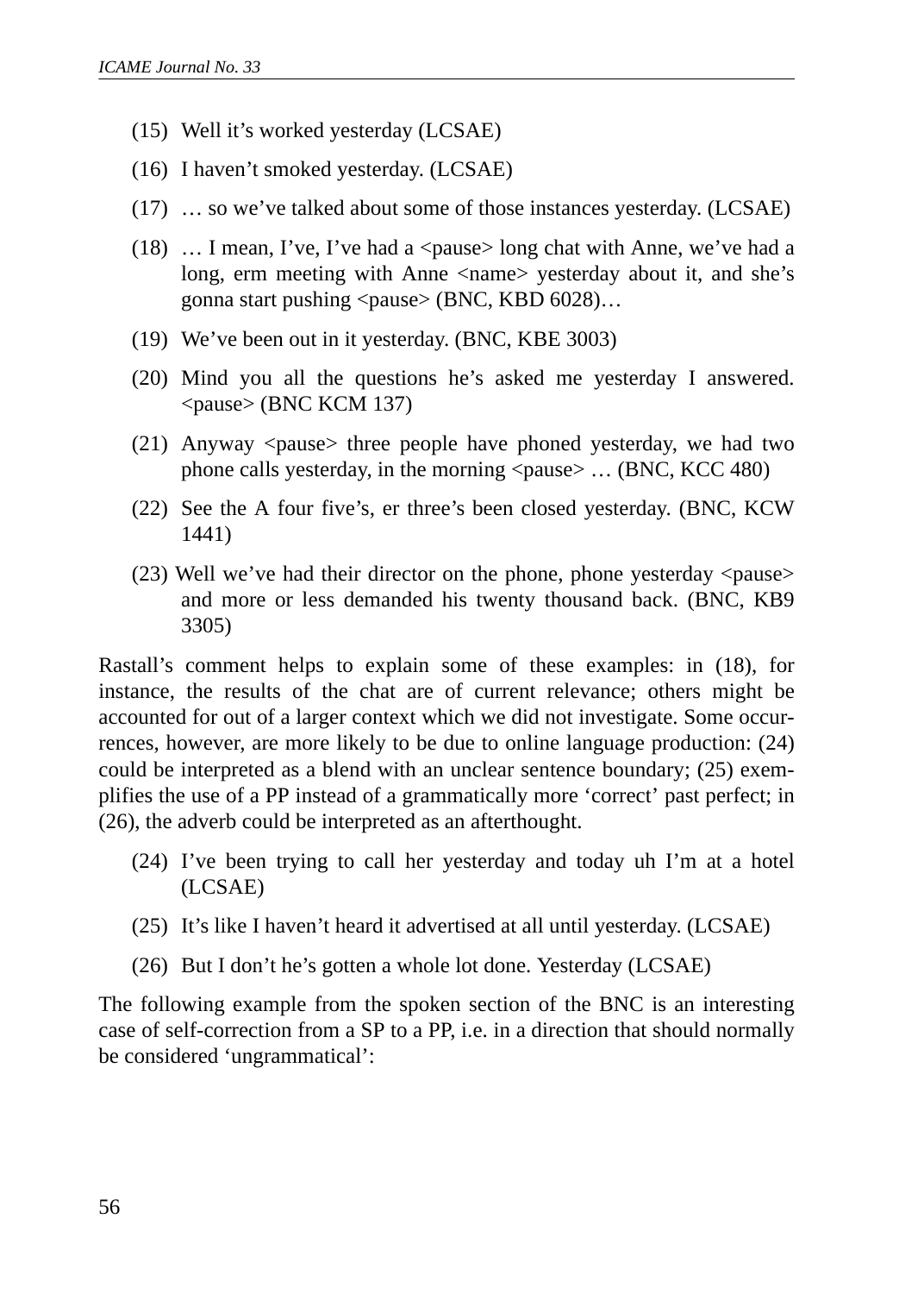(15) Well it's worked yesterday (LCSAE)

(16) I haven't smoked yesterday. (LCSAE)

(17) … so we've talked about some of those instances yesterday. (LCSAE)

(18) … I mean, I've, I've had a <pause> long chat with Anne, we've had a long, erm meeting with Anne <name> yesterday about it, and she's gonna start pushing <pause> (BNC, KBD 6028)…

(19) We've been out in it yesterday. (BNC, KBE 3003)

(20) Mind you all the questions he's asked me yesterday I answered. <pause> (BNC KCM 137)

(21) Anyway <pause> three people have phoned yesterday, we had two phone calls yesterday, in the morning <pause> … (BNC, KCC 480)

(22) See the A four five's, er three's been closed yesterday. (BNC, KCW 1441)

(23) Well we've had their director on the phone, phone yesterday <pause> and more or less demanded his twenty thousand back. (BNC, KB9 3305)

Rastall's comment helps to explain some of these examples: in (18), for instance, the results of the chat are of current relevance; others might be accounted for out of a larger context which we did not investigate. Some occurrences, however, are more likely to be due to online language production: (24) could be interpreted as a blend with an unclear sentence boundary; (25) exemplifies the use of a PP instead of a grammatically more 'correct' past perfect; in (26), the adverb could be interpreted as an afterthought.

(24) I've been trying to call her yesterday and today uh I'm at a hotel (LCSAE)

(25) It's like I haven't heard it advertised at all until yesterday. (LCSAE)

(26) But I don't he's gotten a whole lot done. Yesterday (LCSAE)

The following example from the spoken section of the BNC is an interesting case of self-correction from a SP to a PP, i.e. in a direction that should normally be considered 'ungrammatical':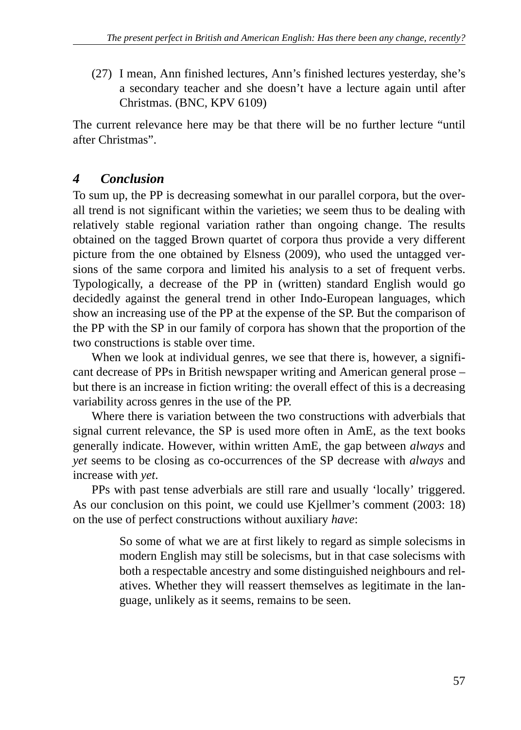(27) I mean, Ann finished lectures, Ann's finished lectures yesterday, she's a secondary teacher and she doesn't have a lecture again until after Christmas. (BNC, KPV 6109)

The current relevance here may be that there will be no further lecture "until after Christmas".

## *4 Conclusion*

To sum up, the PP is decreasing somewhat in our parallel corpora, but the overall trend is not significant within the varieties; we seem thus to be dealing with relatively stable regional variation rather than ongoing change. The results obtained on the tagged Brown quartet of corpora thus provide a very different picture from the one obtained by Elsness (2009), who used the untagged versions of the same corpora and limited his analysis to a set of frequent verbs. Typologically, a decrease of the PP in (written) standard English would go decidedly against the general trend in other Indo-European languages, which show an increasing use of the PP at the expense of the SP. But the comparison of the PP with the SP in our family of corpora has shown that the proportion of the two constructions is stable over time.

When we look at individual genres, we see that there is, however, a significant decrease of PPs in British newspaper writing and American general prose – but there is an increase in fiction writing: the overall effect of this is a decreasing variability across genres in the use of the PP.

Where there is variation between the two constructions with adverbials that signal current relevance, the SP is used more often in AmE, as the text books generally indicate. However, within written AmE, the gap between *always* and *yet* seems to be closing as co-occurrences of the SP decrease with *always* and increase with *yet*.

PPs with past tense adverbials are still rare and usually 'locally' triggered. As our conclusion on this point, we could use Kjellmer's comment (2003: 18) on the use of perfect constructions without auxiliary *have*:

> So some of what we are at first likely to regard as simple solecisms in modern English may still be solecisms, but in that case solecisms with both a respectable ancestry and some distinguished neighbours and relatives. Whether they will reassert themselves as legitimate in the language, unlikely as it seems, remains to be seen.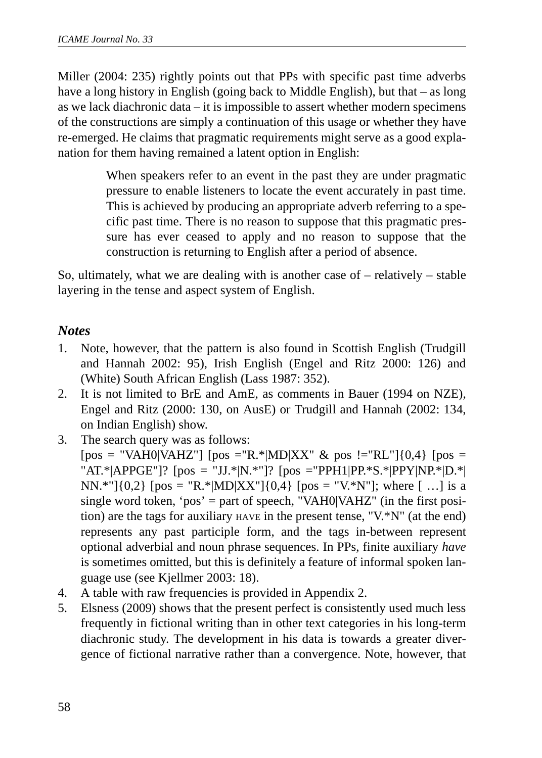Miller (2004: 235) rightly points out that PPs with specific past time adverbs have a long history in English (going back to Middle English), but that – as long as we lack diachronic data – it is impossible to assert whether modern specimens of the constructions are simply a continuation of this usage or whether they have re-emerged. He claims that pragmatic requirements might serve as a good explanation for them having remained a latent option in English:

> When speakers refer to an event in the past they are under pragmatic pressure to enable listeners to locate the event accurately in past time. This is achieved by producing an appropriate adverb referring to a specific past time. There is no reason to suppose that this pragmatic pressure has ever ceased to apply and no reason to suppose that the construction is returning to English after a period of absence.

So, ultimately, what we are dealing with is another case of – relatively – stable layering in the tense and aspect system of English.

## *Notes*

1. Note, however, that the pattern is also found in Scottish English (Trudgill and Hannah 2002: 95), Irish English (Engel and Ritz 2000: 126) and (White) South African English (Lass 1987: 352).
2. It is not limited to BrE and AmE, as comments in Bauer (1994 on NZE), Engel and Ritz (2000: 130, on AusE) or Trudgill and Hannah (2002: 134, on Indian English) show.
3. The search query was as follows: [pos = "VAH0|VAHZ"] [pos ="R.*|MD|XX" & pos !="RL"]{0,4} [pos = "AT.*|APPGE"]? [pos = "JJ.*|N.*"]? [pos ="PPH1|PP.*S.*|PPY|NP.*|D.*|NN.*"]{0,2} [pos = "R.*|MD|XX"]{0,4} [pos = "V.*N"]; where [ …] is a single word token, 'pos' = part of speech, "VAH0|VAHZ" (in the first position) are the tags for auxiliary HAVE in the present tense, "V.*N" (at the end) represents any past participle form, and the tags in-between represent optional adverbial and noun phrase sequences. In PPs, finite auxiliary *have* is sometimes omitted, but this is definitely a feature of informal spoken language use (see Kjellmer 2003: 18).
4. A table with raw frequencies is provided in Appendix 2.
5. Elsness (2009) shows that the present perfect is consistently used much less frequently in fictional writing than in other text categories in his long-term diachronic study. The development in his data is towards a greater divergence of fictional narrative rather than a convergence. Note, however, that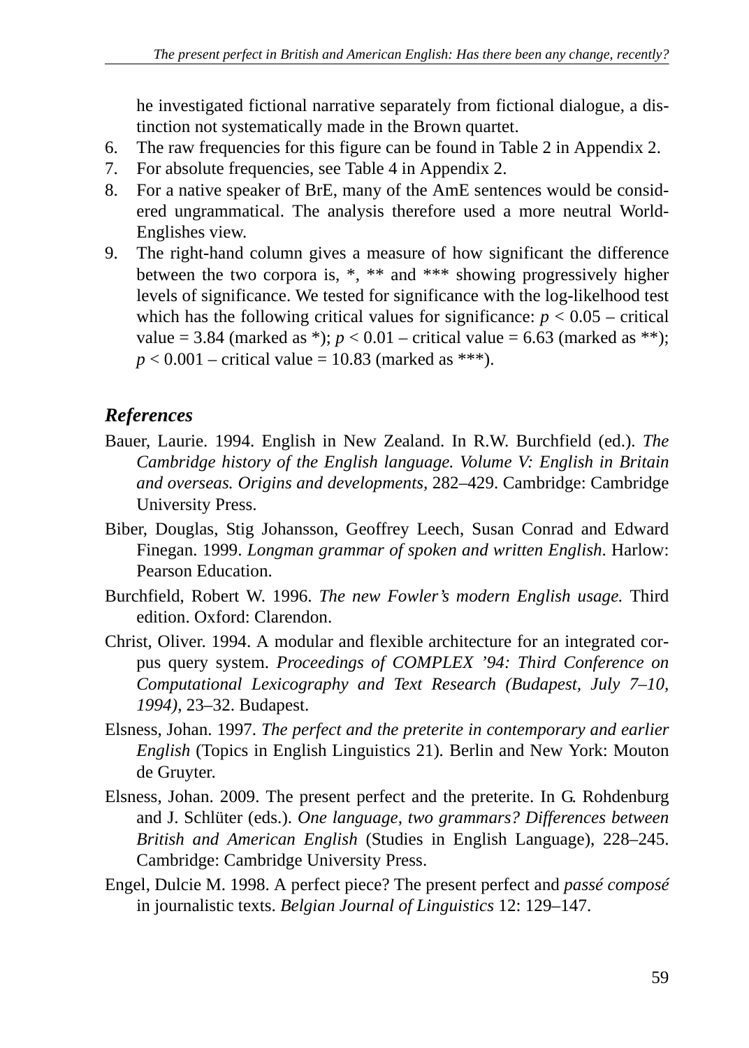he investigated fictional narrative separately from fictional dialogue, a distinction not systematically made in the Brown quartet.

6. The raw frequencies for this figure can be found in Table 2 in Appendix 2.
7. For absolute frequencies, see Table 4 in Appendix 2.
8. For a native speaker of BrE, many of the AmE sentences would be considered ungrammatical. The analysis therefore used a more neutral World-Englishes view.
9. The right-hand column gives a measure of how significant the difference between the two corpora is, *, ** and *** showing progressively higher levels of significance. We tested for significance with the log-likelihood test which has the following critical values for significance: $p < 0.05$ – critical value = 3.84 (marked as *); $p < 0.01$ – critical value = 6.63 (marked as **); $p < 0.001$ – critical value = 10.83 (marked as ***).

## *References*

Bauer, Laurie. 1994. English in New Zealand. In R.W. Burchfield (ed.). *The Cambridge history of the English language. Volume V: English in Britain and overseas. Origins and developments,* 282–429. Cambridge: Cambridge University Press.

Biber, Douglas, Stig Johansson, Geoffrey Leech, Susan Conrad and Edward Finegan. 1999. *Longman grammar of spoken and written English*. Harlow: Pearson Education.

Burchfield, Robert W. 1996. *The new Fowler's modern English usage.* Third edition. Oxford: Clarendon.

Christ, Oliver. 1994. A modular and flexible architecture for an integrated corpus query system. *Proceedings of COMPLEX '94: Third Conference on Computational Lexicography and Text Research (Budapest, July 7–10, 1994)*, 23–32. Budapest.

Elsness, Johan. 1997. *The perfect and the preterite in contemporary and earlier English* (Topics in English Linguistics 21). Berlin and New York: Mouton de Gruyter.

Elsness, Johan. 2009. The present perfect and the preterite. In G. Rohdenburg and J. Schlüter (eds.). *One language, two grammars? Differences between British and American English* (Studies in English Language), 228–245. Cambridge: Cambridge University Press.

Engel, Dulcie M. 1998. A perfect piece? The present perfect and *passé composé* in journalistic texts. *Belgian Journal of Linguistics* 12: 129–147.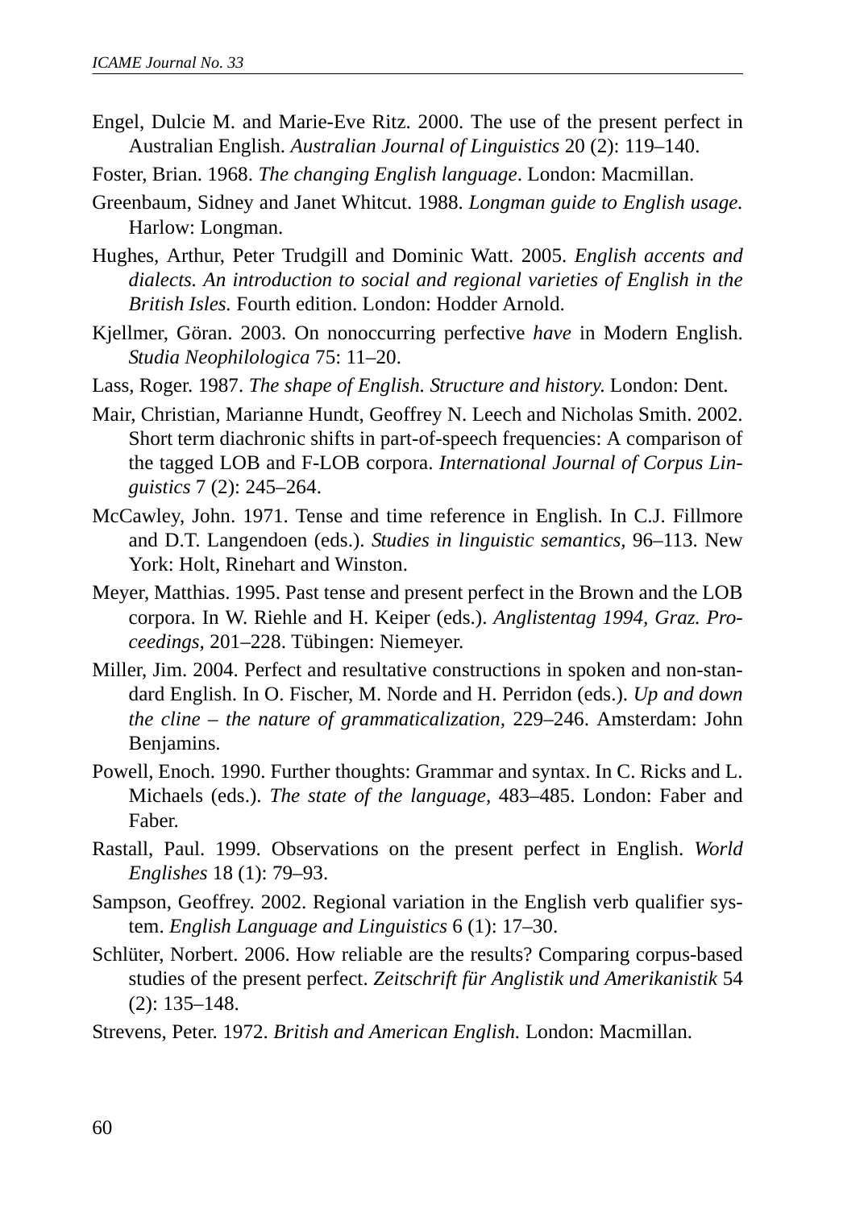Engel, Dulcie M. and Marie-Eve Ritz. 2000. The use of the present perfect in Australian English. *Australian Journal of Linguistics* 20 (2): 119–140.

Foster, Brian. 1968. *The changing English language*. London: Macmillan.

Greenbaum, Sidney and Janet Whitcut. 1988. *Longman guide to English usage*. Harlow: Longman.

Hughes, Arthur, Peter Trudgill and Dominic Watt. 2005. *English accents and dialects. An introduction to social and regional varieties of English in the British Isles*. Fourth edition. London: Hodder Arnold.

Kjellmer, Göran. 2003. On nonoccurring perfective *have* in Modern English. *Studia Neophilologica* 75: 11–20.

Lass, Roger. 1987. *The shape of English. Structure and history.* London: Dent.

Mair, Christian, Marianne Hundt, Geoffrey N. Leech and Nicholas Smith. 2002. Short term diachronic shifts in part-of-speech frequencies: A comparison of the tagged LOB and F-LOB corpora. *International Journal of Corpus Linguistics* 7 (2): 245–264.

McCawley, John. 1971. Tense and time reference in English. In C.J. Fillmore and D.T. Langendoen (eds.). *Studies in linguistic semantics,* 96–113. New York: Holt, Rinehart and Winston.

Meyer, Matthias. 1995. Past tense and present perfect in the Brown and the LOB corpora. In W. Riehle and H. Keiper (eds.). *Anglistentag 1994, Graz. Proceedings,* 201–228. Tübingen: Niemeyer.

Miller, Jim. 2004. Perfect and resultative constructions in spoken and non-standard English. In O. Fischer, M. Norde and H. Perridon (eds.). *Up and down the cline – the nature of grammaticalization,* 229–246. Amsterdam: John Benjamins.

Powell, Enoch. 1990. Further thoughts: Grammar and syntax. In C. Ricks and L. Michaels (eds.). *The state of the language,* 483–485. London: Faber and Faber.

Rastall, Paul. 1999. Observations on the present perfect in English. *World Englishes* 18 (1): 79–93.

Sampson, Geoffrey. 2002. Regional variation in the English verb qualifier system. *English Language and Linguistics* 6 (1): 17–30.

Schlüter, Norbert. 2006. How reliable are the results? Comparing corpus-based studies of the present perfect. *Zeitschrift für Anglistik und Amerikanistik* 54 (2): 135–148.

Strevens, Peter. 1972. *British and American English.* London: Macmillan.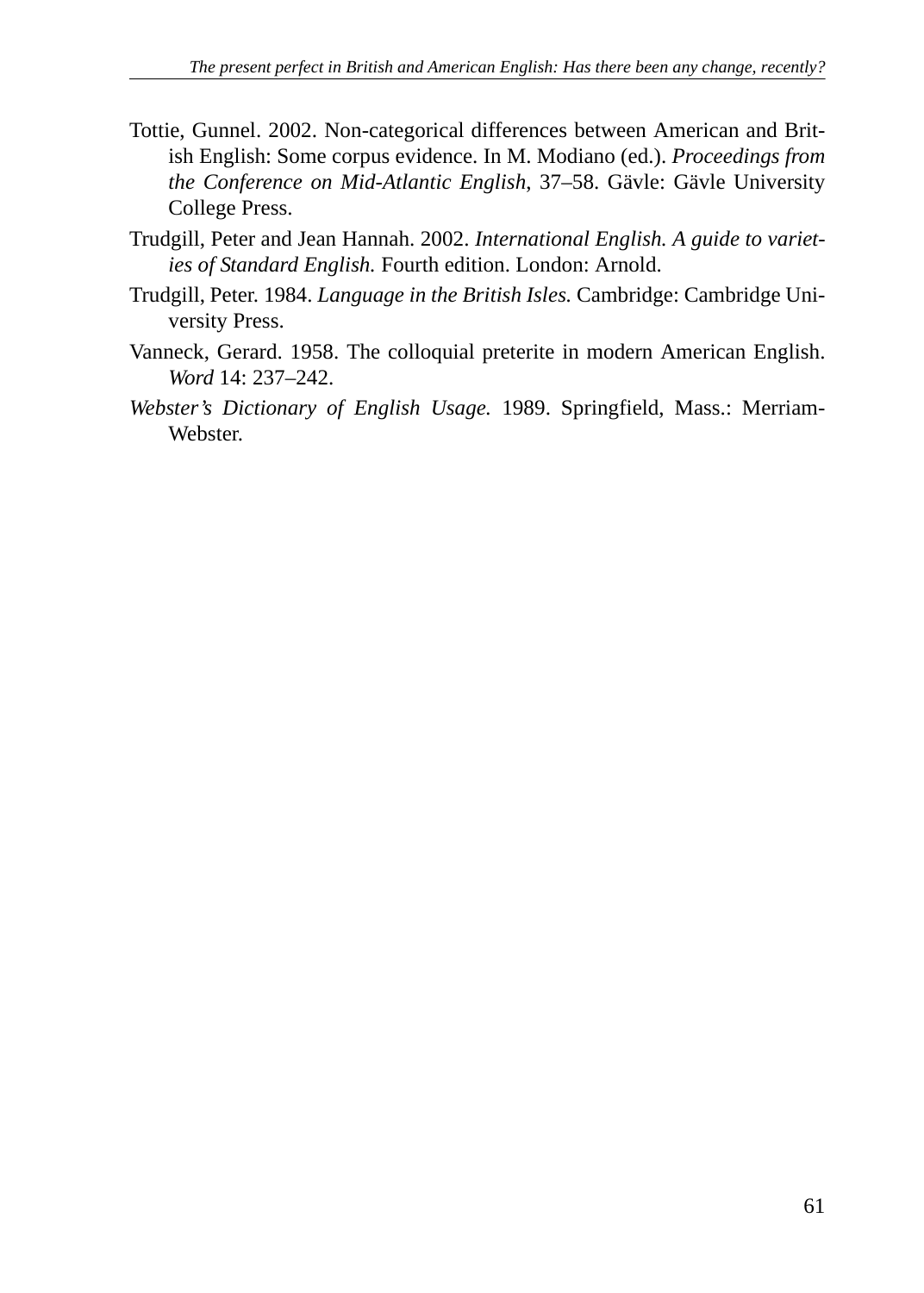Tottie, Gunnel. 2002. Non-categorical differences between American and British English: Some corpus evidence. In M. Modiano (ed.). *Proceedings from the Conference on Mid-Atlantic English*, 37–58. Gävle: Gävle University College Press.

Trudgill, Peter and Jean Hannah. 2002. *International English. A guide to varieties of Standard English.* Fourth edition. London: Arnold.

Trudgill, Peter. 1984. *Language in the British Isles.* Cambridge: Cambridge University Press.

Vanneck, Gerard. 1958. The colloquial preterite in modern American English. *Word* 14: 237–242.

*Webster's Dictionary of English Usage.* 1989. Springfield, Mass.: Merriam-Webster.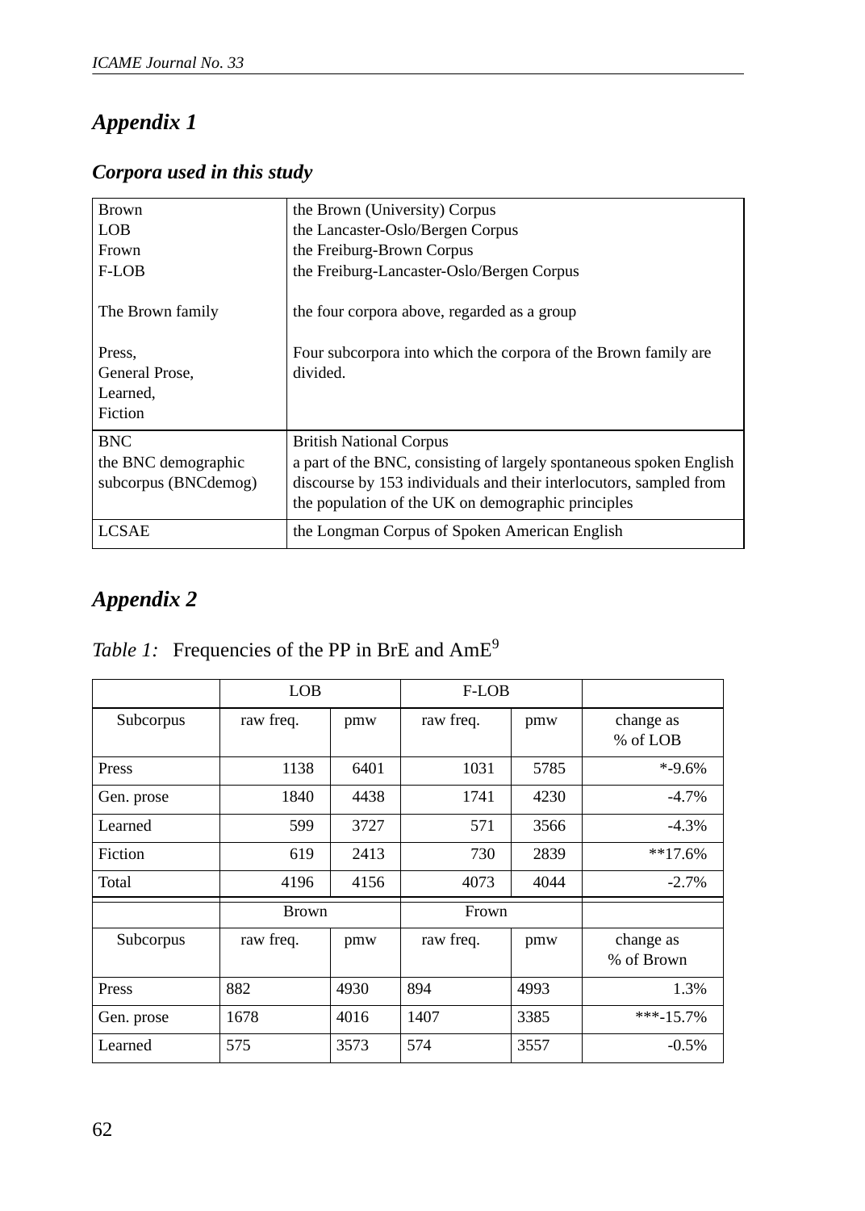## *Appendix 1*

### *Corpora used in this study*

| | |
|---|---|
| Brown<br>LOB<br>Frown<br>F-LOB | the Brown (University) Corpus<br>the Lancaster-Oslo/Bergen Corpus<br>the Freiburg-Brown Corpus<br>the Freiburg-Lancaster-Oslo/Bergen Corpus |
| The Brown family | the four corpora above, regarded as a group |
| Press,<br>General Prose,<br>Learned,<br>Fiction | Four subcorpora into which the corpora of the Brown family are divided. |
| BNC<br>the BNC demographic subcorpus (BNCdemog) | British National Corpus<br>a part of the BNC, consisting of largely spontaneous spoken English discourse by 153 individuals and their interlocutors, sampled from the population of the UK on demographic principles |
| LCSAE | the Longman Corpus of Spoken American English |

## *Appendix 2*

*Table 1:* Frequencies of the PP in BrE and AmE[9]

| | LOB | | F-LOB | | |
|---|---|---|---|---|---|
| Subcorpus | raw freq. | pmw | raw freq. | pmw | change as % of LOB |
| Press | 1138 | 6401 | 1031 | 5785 | *-9.6% |
| Gen. prose | 1840 | 4438 | 1741 | 4230 | -4.7% |
| Learned | 599 | 3727 | 571 | 3566 | -4.3% |
| Fiction | 619 | 2413 | 730 | 2839 | **17.6% |
| Total | 4196 | 4156 | 4073 | 4044 | -2.7% |
| | Brown | | Frown | | |
| Subcorpus | raw freq. | pmw | raw freq. | pmw | change as % of Brown |
| Press | 882 | 4930 | 894 | 4993 | 1.3% |
| Gen. prose | 1678 | 4016 | 1407 | 3385 | ***-15.7% |
| Learned | 575 | 3573 | 574 | 3557 | -0.5% |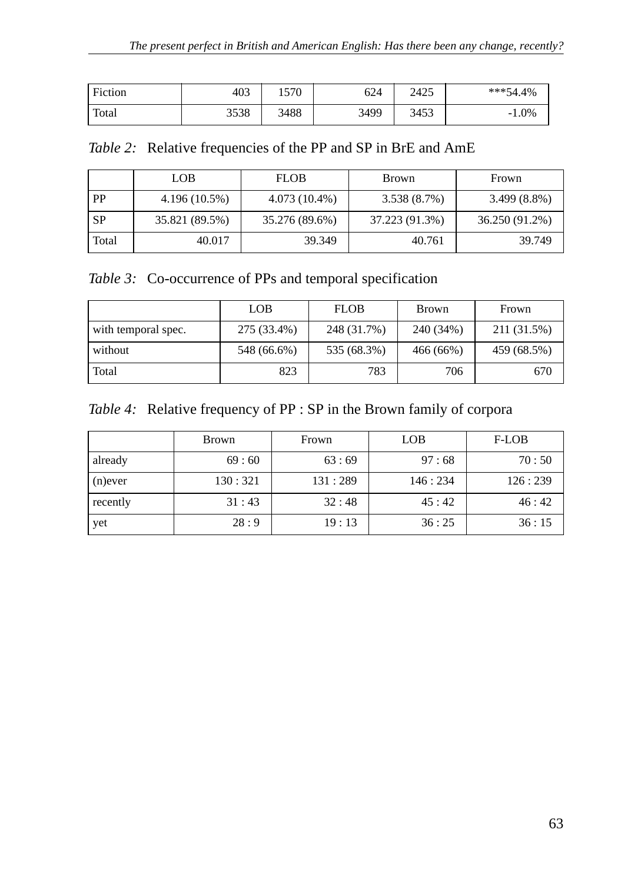| | | | | | |
|---|---|---|---|---|---|
| Fiction | 403 | 1570 | 624 | 2425 | ***54.4% |
| Total | 3538 | 3488 | 3499 | 3453 | -1.0% |

*Table 2:* Relative frequencies of the PP and SP in BrE and AmE

| | LOB | FLOB | Brown | Frown |
|---|---|---|---|---|
| PP | 4.196 (10.5%) | 4.073 (10.4%) | 3.538 (8.7%) | 3.499 (8.8%) |
| SP | 35.821 (89.5%) | 35.276 (89.6%) | 37.223 (91.3%) | 36.250 (91.2%) |
| Total | 40.017 | 39.349 | 40.761 | 39.749 |

*Table 3:* Co-occurrence of PPs and temporal specification

| | LOB | FLOB | Brown | Frown |
|---|---|---|---|---|
| with temporal spec. | 275 (33.4%) | 248 (31.7%) | 240 (34%) | 211 (31.5%) |
| without | 548 (66.6%) | 535 (68.3%) | 466 (66%) | 459 (68.5%) |
| Total | 823 | 783 | 706 | 670 |

*Table 4:* Relative frequency of PP : SP in the Brown family of corpora

| | Brown | Frown | LOB | F-LOB |
|---|---|---|---|---|
| already | 69 : 60 | 63 : 69 | 97 : 68 | 70 : 50 |
| (n)ever | 130 : 321 | 131 : 289 | 146 : 234 | 126 : 239 |
| recently | 31 : 43 | 32 : 48 | 45 : 42 | 46 : 42 |
| yet | 28 : 9 | 19 : 13 | 36 : 25 | 36 : 15 |